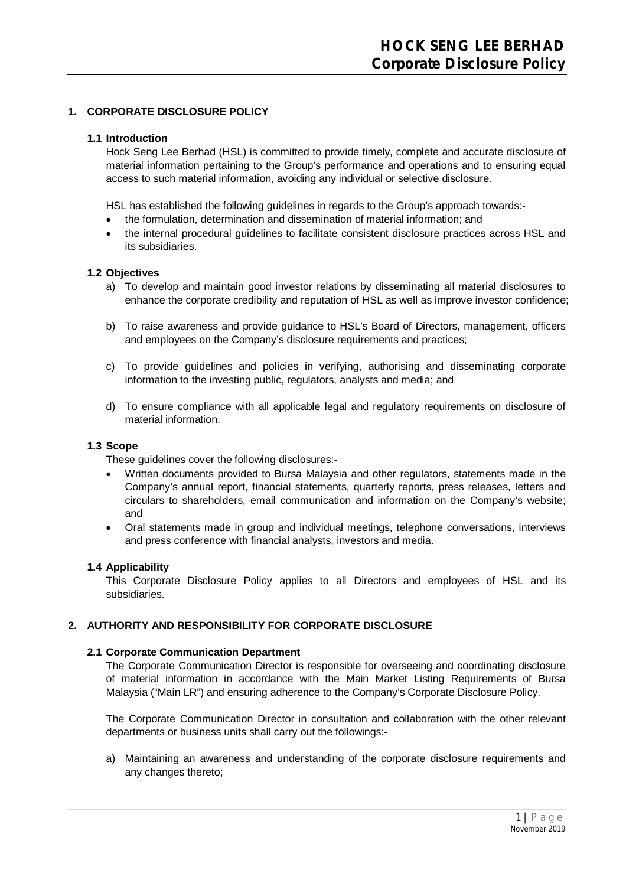## 1. CORPORATE DISCLOSURE POLICY

### 1.1 Introduction

Hock Seng Lee Berhad (HSL) is committed to provide timely, complete and accurate disclosure of material information pertaining to the Group's performance and operations and to ensuring equal access to such material information, avoiding any individual or selective disclosure.

HSL has established the following guidelines in regards to the Group's approach towards:-

- the formulation, determination and dissemination of material information; and
- the internal procedural guidelines to facilitate consistent disclosure practices across HSL and its subsidiaries.

### 1.2 Objectives

a) To develop and maintain good investor relations by disseminating all material disclosures to enhance the corporate credibility and reputation of HSL as well as improve investor confidence;

b) To raise awareness and provide guidance to HSL's Board of Directors, management, officers and employees on the Company's disclosure requirements and practices;

c) To provide guidelines and policies in verifying, authorising and disseminating corporate information to the investing public, regulators, analysts and media; and

d) To ensure compliance with all applicable legal and regulatory requirements on disclosure of material information.

### 1.3 Scope

These guidelines cover the following disclosures:-

- Written documents provided to Bursa Malaysia and other regulators, statements made in the Company's annual report, financial statements, quarterly reports, press releases, letters and circulars to shareholders, email communication and information on the Company's website; and
- Oral statements made in group and individual meetings, telephone conversations, interviews and press conference with financial analysts, investors and media.

### 1.4 Applicability

This Corporate Disclosure Policy applies to all Directors and employees of HSL and its subsidiaries.

## 2. AUTHORITY AND RESPONSIBILITY FOR CORPORATE DISCLOSURE

### 2.1 Corporate Communication Department

The Corporate Communication Director is responsible for overseeing and coordinating disclosure of material information in accordance with the Main Market Listing Requirements of Bursa Malaysia ("Main LR") and ensuring adherence to the Company's Corporate Disclosure Policy.

The Corporate Communication Director in consultation and collaboration with the other relevant departments or business units shall carry out the followings:-

a) Maintaining an awareness and understanding of the corporate disclosure requirements and any changes thereto;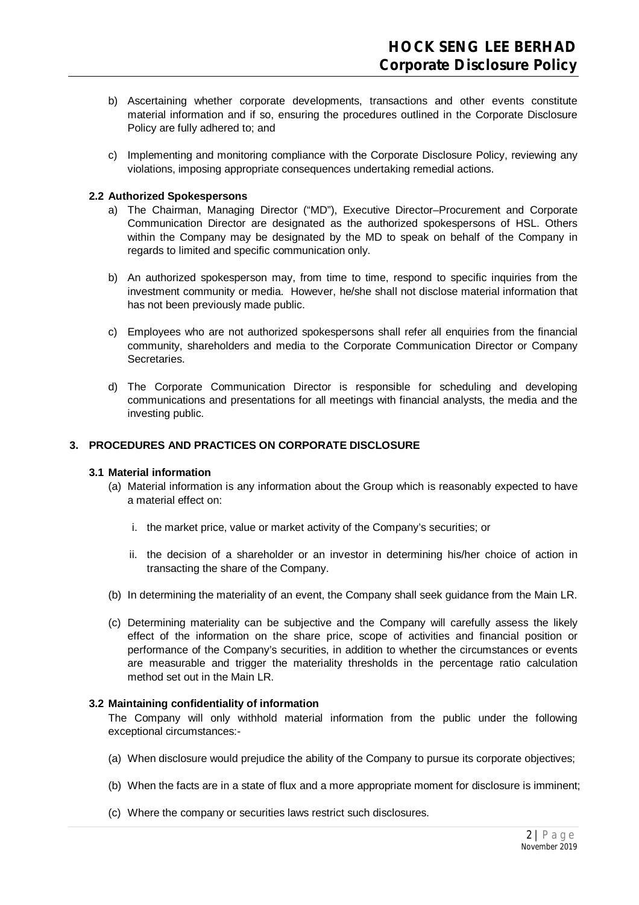b) Ascertaining whether corporate developments, transactions and other events constitute material information and if so, ensuring the procedures outlined in the Corporate Disclosure Policy are fully adhered to; and

c) Implementing and monitoring compliance with the Corporate Disclosure Policy, reviewing any violations, imposing appropriate consequences undertaking remedial actions.

### 2.2 Authorized Spokespersons

a) The Chairman, Managing Director ("MD"), Executive Director–Procurement and Corporate Communication Director are designated as the authorized spokespersons of HSL. Others within the Company may be designated by the MD to speak on behalf of the Company in regards to limited and specific communication only.

b) An authorized spokesperson may, from time to time, respond to specific inquiries from the investment community or media. However, he/she shall not disclose material information that has not been previously made public.

c) Employees who are not authorized spokespersons shall refer all enquiries from the financial community, shareholders and media to the Corporate Communication Director or Company Secretaries.

d) The Corporate Communication Director is responsible for scheduling and developing communications and presentations for all meetings with financial analysts, the media and the investing public.

## 3. PROCEDURES AND PRACTICES ON CORPORATE DISCLOSURE

### 3.1 Material information

(a) Material information is any information about the Group which is reasonably expected to have a material effect on:

i. the market price, value or market activity of the Company's securities; or

ii. the decision of a shareholder or an investor in determining his/her choice of action in transacting the share of the Company.

(b) In determining the materiality of an event, the Company shall seek guidance from the Main LR.

(c) Determining materiality can be subjective and the Company will carefully assess the likely effect of the information on the share price, scope of activities and financial position or performance of the Company's securities, in addition to whether the circumstances or events are measurable and trigger the materiality thresholds in the percentage ratio calculation method set out in the Main LR.

### 3.2 Maintaining confidentiality of information

The Company will only withhold material information from the public under the following exceptional circumstances:-

(a) When disclosure would prejudice the ability of the Company to pursue its corporate objectives;

(b) When the facts are in a state of flux and a more appropriate moment for disclosure is imminent;

(c) Where the company or securities laws restrict such disclosures.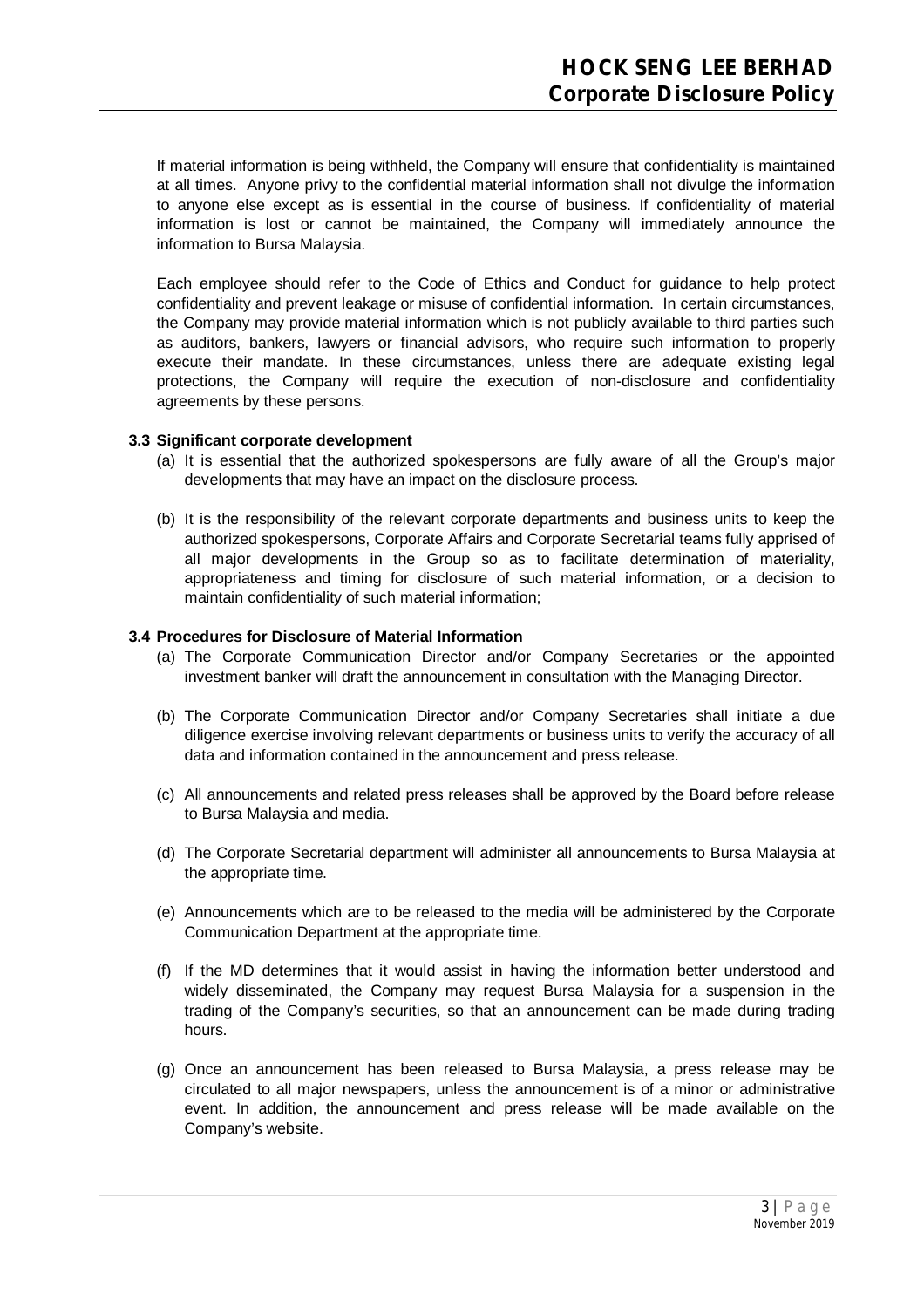If material information is being withheld, the Company will ensure that confidentiality is maintained at all times. Anyone privy to the confidential material information shall not divulge the information to anyone else except as is essential in the course of business. If confidentiality of material information is lost or cannot be maintained, the Company will immediately announce the information to Bursa Malaysia.

Each employee should refer to the Code of Ethics and Conduct for guidance to help protect confidentiality and prevent leakage or misuse of confidential information. In certain circumstances, the Company may provide material information which is not publicly available to third parties such as auditors, bankers, lawyers or financial advisors, who require such information to properly execute their mandate. In these circumstances, unless there are adequate existing legal protections, the Company will require the execution of non-disclosure and confidentiality agreements by these persons.

### 3.3 Significant corporate development

(a) It is essential that the authorized spokespersons are fully aware of all the Group's major developments that may have an impact on the disclosure process.

(b) It is the responsibility of the relevant corporate departments and business units to keep the authorized spokespersons, Corporate Affairs and Corporate Secretarial teams fully apprised of all major developments in the Group so as to facilitate determination of materiality, appropriateness and timing for disclosure of such material information, or a decision to maintain confidentiality of such material information;

### 3.4 Procedures for Disclosure of Material Information

(a) The Corporate Communication Director and/or Company Secretaries or the appointed investment banker will draft the announcement in consultation with the Managing Director.

(b) The Corporate Communication Director and/or Company Secretaries shall initiate a due diligence exercise involving relevant departments or business units to verify the accuracy of all data and information contained in the announcement and press release.

(c) All announcements and related press releases shall be approved by the Board before release to Bursa Malaysia and media.

(d) The Corporate Secretarial department will administer all announcements to Bursa Malaysia at the appropriate time.

(e) Announcements which are to be released to the media will be administered by the Corporate Communication Department at the appropriate time.

(f) If the MD determines that it would assist in having the information better understood and widely disseminated, the Company may request Bursa Malaysia for a suspension in the trading of the Company's securities, so that an announcement can be made during trading hours.

(g) Once an announcement has been released to Bursa Malaysia, a press release may be circulated to all major newspapers, unless the announcement is of a minor or administrative event. In addition, the announcement and press release will be made available on the Company's website.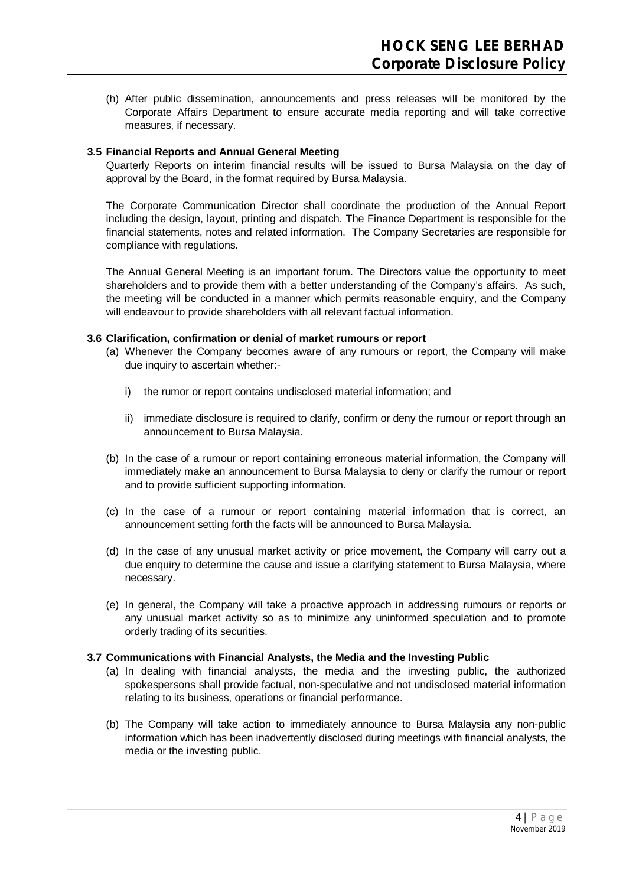(h) After public dissemination, announcements and press releases will be monitored by the Corporate Affairs Department to ensure accurate media reporting and will take corrective measures, if necessary.

### 3.5 Financial Reports and Annual General Meeting

Quarterly Reports on interim financial results will be issued to Bursa Malaysia on the day of approval by the Board, in the format required by Bursa Malaysia.

The Corporate Communication Director shall coordinate the production of the Annual Report including the design, layout, printing and dispatch. The Finance Department is responsible for the financial statements, notes and related information. The Company Secretaries are responsible for compliance with regulations.

The Annual General Meeting is an important forum. The Directors value the opportunity to meet shareholders and to provide them with a better understanding of the Company's affairs. As such, the meeting will be conducted in a manner which permits reasonable enquiry, and the Company will endeavour to provide shareholders with all relevant factual information.

### 3.6 Clarification, confirmation or denial of market rumours or report

(a) Whenever the Company becomes aware of any rumours or report, the Company will make due inquiry to ascertain whether:-

   i) the rumor or report contains undisclosed material information; and

   ii) immediate disclosure is required to clarify, confirm or deny the rumour or report through an announcement to Bursa Malaysia.

(b) In the case of a rumour or report containing erroneous material information, the Company will immediately make an announcement to Bursa Malaysia to deny or clarify the rumour or report and to provide sufficient supporting information.

(c) In the case of a rumour or report containing material information that is correct, an announcement setting forth the facts will be announced to Bursa Malaysia.

(d) In the case of any unusual market activity or price movement, the Company will carry out a due enquiry to determine the cause and issue a clarifying statement to Bursa Malaysia, where necessary.

(e) In general, the Company will take a proactive approach in addressing rumours or reports or any unusual market activity so as to minimize any uninformed speculation and to promote orderly trading of its securities.

### 3.7 Communications with Financial Analysts, the Media and the Investing Public

(a) In dealing with financial analysts, the media and the investing public, the authorized spokespersons shall provide factual, non-speculative and not undisclosed material information relating to its business, operations or financial performance.

(b) The Company will take action to immediately announce to Bursa Malaysia any non-public information which has been inadvertently disclosed during meetings with financial analysts, the media or the investing public.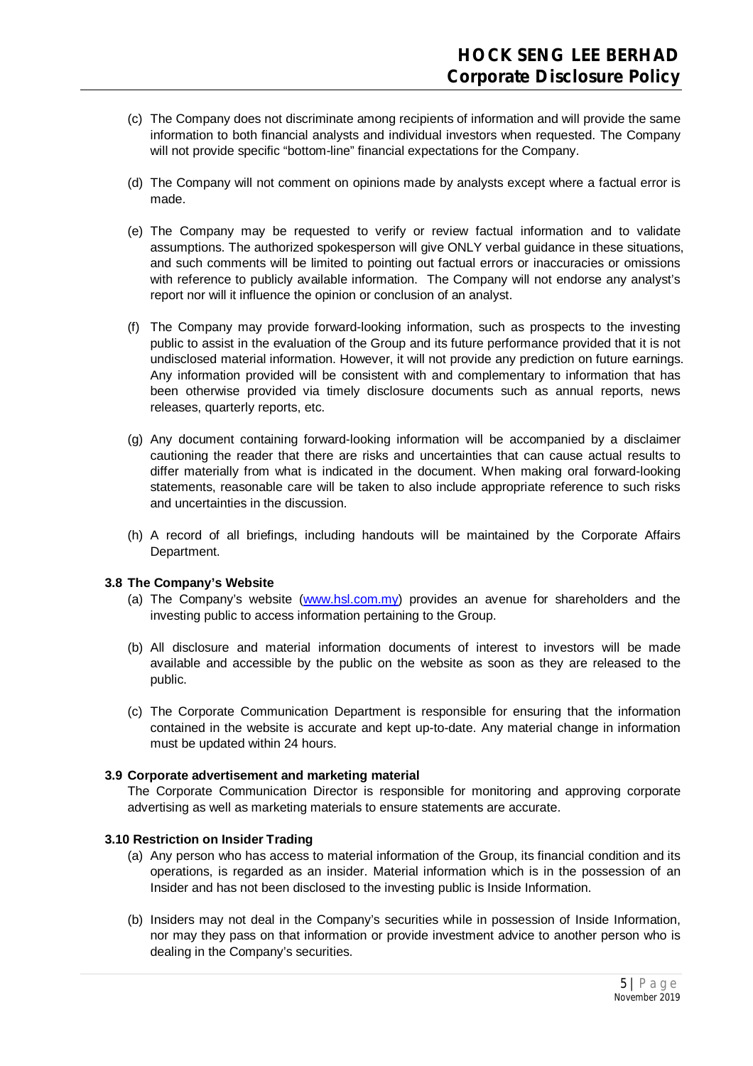(c) The Company does not discriminate among recipients of information and will provide the same information to both financial analysts and individual investors when requested. The Company will not provide specific "bottom-line" financial expectations for the Company.

(d) The Company will not comment on opinions made by analysts except where a factual error is made.

(e) The Company may be requested to verify or review factual information and to validate assumptions. The authorized spokesperson will give ONLY verbal guidance in these situations, and such comments will be limited to pointing out factual errors or inaccuracies or omissions with reference to publicly available information. The Company will not endorse any analyst's report nor will it influence the opinion or conclusion of an analyst.

(f) The Company may provide forward-looking information, such as prospects to the investing public to assist in the evaluation of the Group and its future performance provided that it is not undisclosed material information. However, it will not provide any prediction on future earnings. Any information provided will be consistent with and complementary to information that has been otherwise provided via timely disclosure documents such as annual reports, news releases, quarterly reports, etc.

(g) Any document containing forward-looking information will be accompanied by a disclaimer cautioning the reader that there are risks and uncertainties that can cause actual results to differ materially from what is indicated in the document. When making oral forward-looking statements, reasonable care will be taken to also include appropriate reference to such risks and uncertainties in the discussion.

(h) A record of all briefings, including handouts will be maintained by the Corporate Affairs Department.

**3.8 The Company's Website**

(a) The Company's website (www.hsl.com.my) provides an avenue for shareholders and the investing public to access information pertaining to the Group.

(b) All disclosure and material information documents of interest to investors will be made available and accessible by the public on the website as soon as they are released to the public.

(c) The Corporate Communication Department is responsible for ensuring that the information contained in the website is accurate and kept up-to-date. Any material change in information must be updated within 24 hours.

**3.9 Corporate advertisement and marketing material**

The Corporate Communication Director is responsible for monitoring and approving corporate advertising as well as marketing materials to ensure statements are accurate.

**3.10 Restriction on Insider Trading**

(a) Any person who has access to material information of the Group, its financial condition and its operations, is regarded as an insider. Material information which is in the possession of an Insider and has not been disclosed to the investing public is Inside Information.

(b) Insiders may not deal in the Company's securities while in possession of Inside Information, nor may they pass on that information or provide investment advice to another person who is dealing in the Company's securities.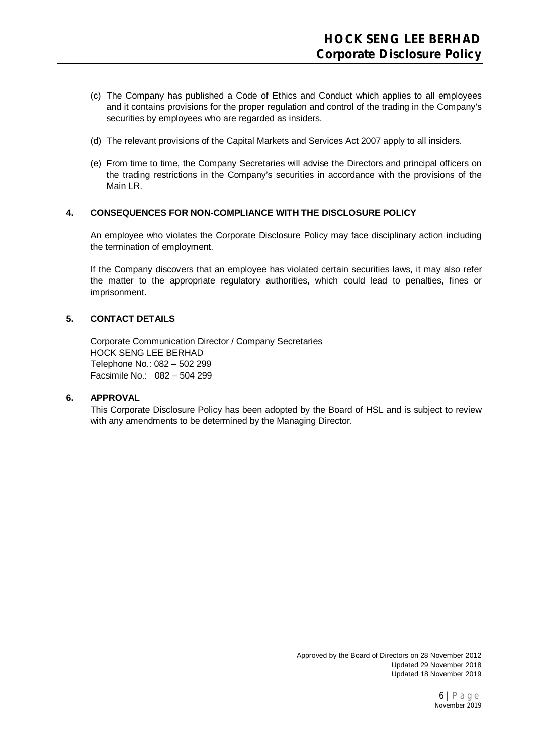(c) The Company has published a Code of Ethics and Conduct which applies to all employees and it contains provisions for the proper regulation and control of the trading in the Company's securities by employees who are regarded as insiders.

(d) The relevant provisions of the Capital Markets and Services Act 2007 apply to all insiders.

(e) From time to time, the Company Secretaries will advise the Directors and principal officers on the trading restrictions in the Company's securities in accordance with the provisions of the Main LR.

## 4. CONSEQUENCES FOR NON-COMPLIANCE WITH THE DISCLOSURE POLICY

An employee who violates the Corporate Disclosure Policy may face disciplinary action including the termination of employment.

If the Company discovers that an employee has violated certain securities laws, it may also refer the matter to the appropriate regulatory authorities, which could lead to penalties, fines or imprisonment.

## 5. CONTACT DETAILS

Corporate Communication Director / Company Secretaries
HOCK SENG LEE BERHAD
Telephone No.: 082 – 502 299
Facsimile No.: 082 – 504 299

## 6. APPROVAL

This Corporate Disclosure Policy has been adopted by the Board of HSL and is subject to review with any amendments to be determined by the Managing Director.

Approved by the Board of Directors on 28 November 2012
Updated 29 November 2018
Updated 18 November 2019